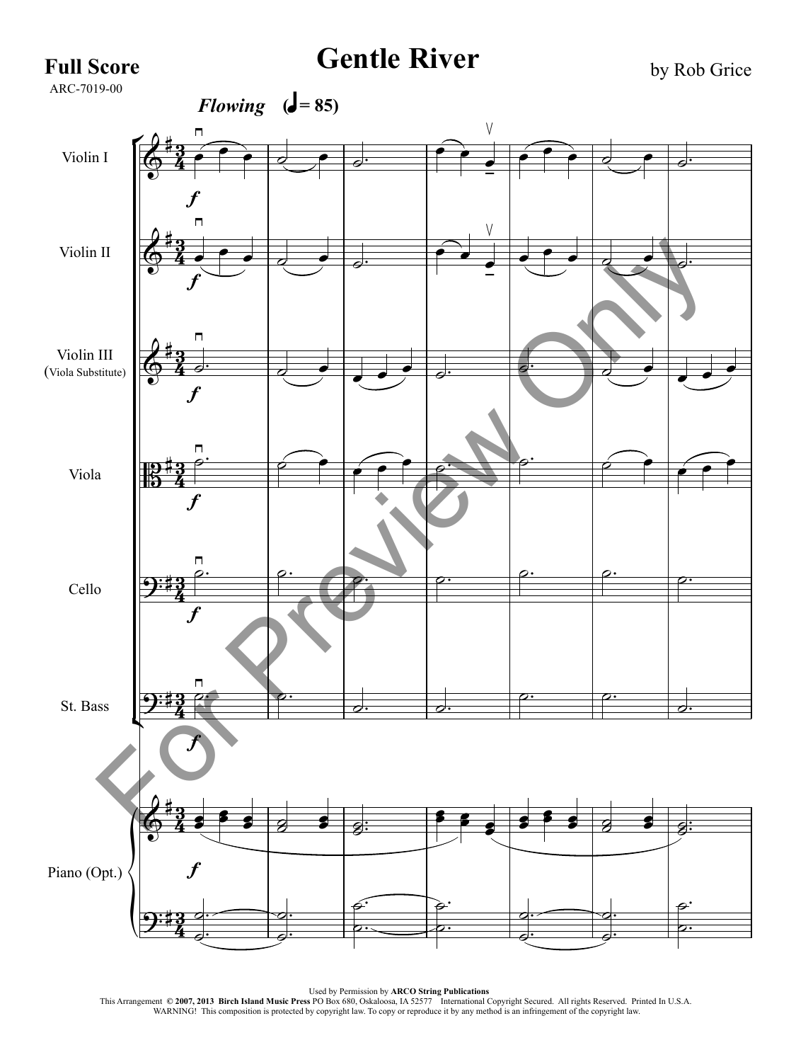**Full Score**

ARC-7019-00

# Gentle River

by Rob Grice

*Flowing* (♩= 85)

Violin I

Violin II

Violin III
(Viola Substitute)

Viola

Cello

St. Bass

Piano (Opt.)

Used by Permission by **ARCO String Publications**
This Arrangement **© 2007, 2013 Birch Island Music Press** PO Box 680, Oskaloosa, IA 52577 International Copyright Secured. All rights Reserved. Printed In U.S.A.
WARNING! This composition is protected by copyright law. To copy or reproduce it by any method is an infringement of the copyright law.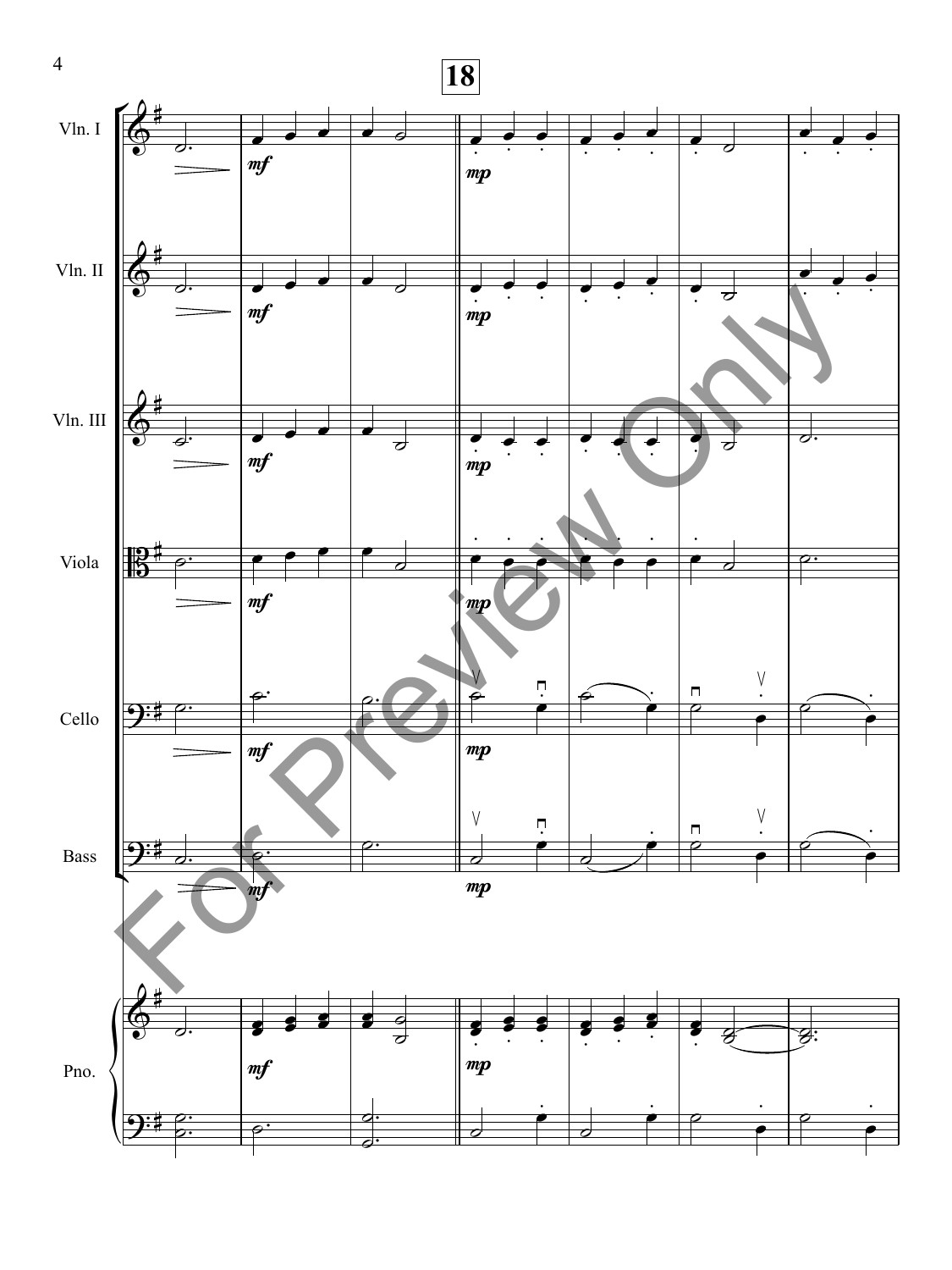18

Vln. I

Vln. II

Vln. III

Viola

Cello

Bass

Pno.

For Preview Only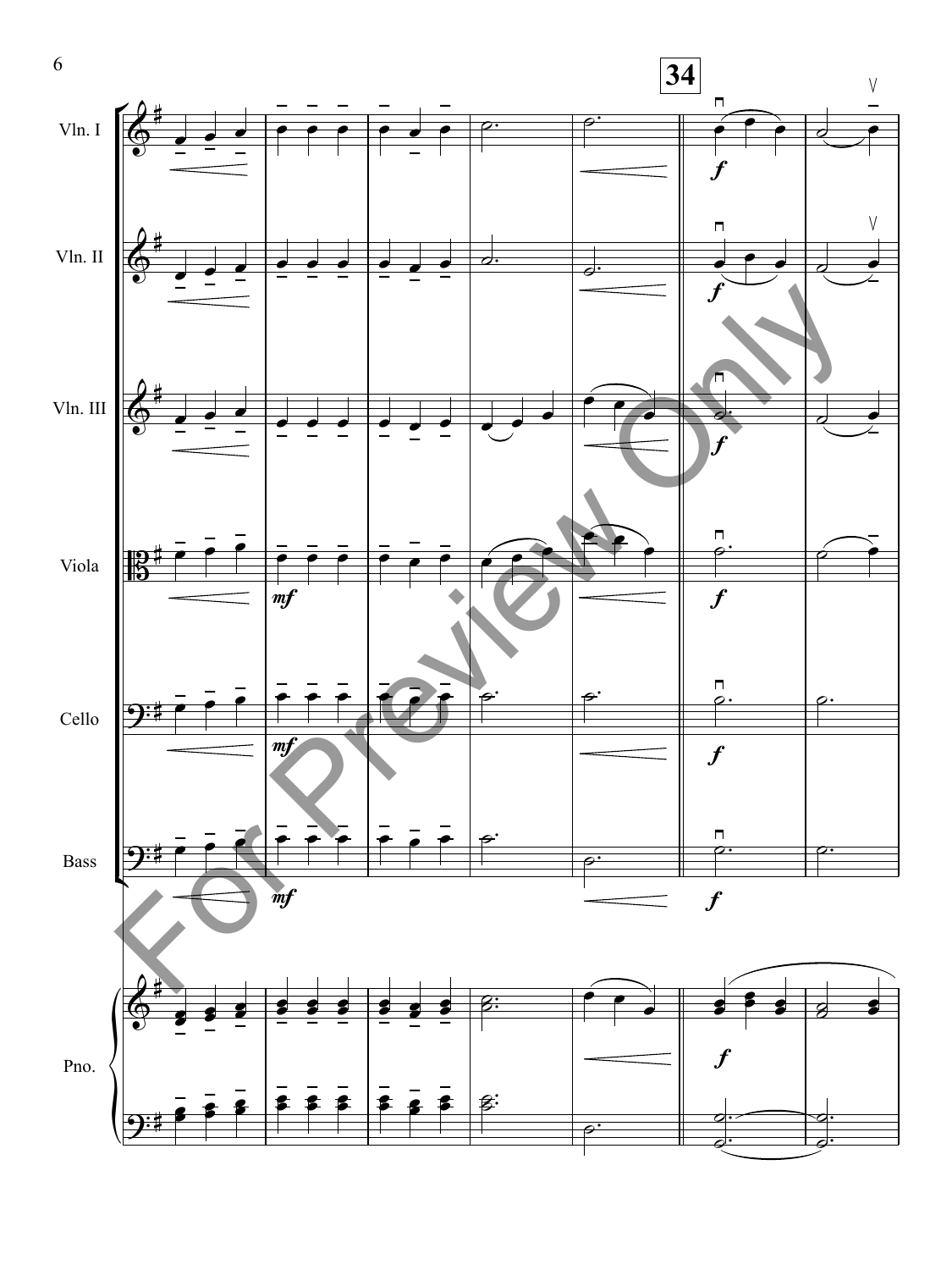**34**

Vln. I

Vln. II

Vln. III

Viola

Cello

Bass

Pno.

For Preview Only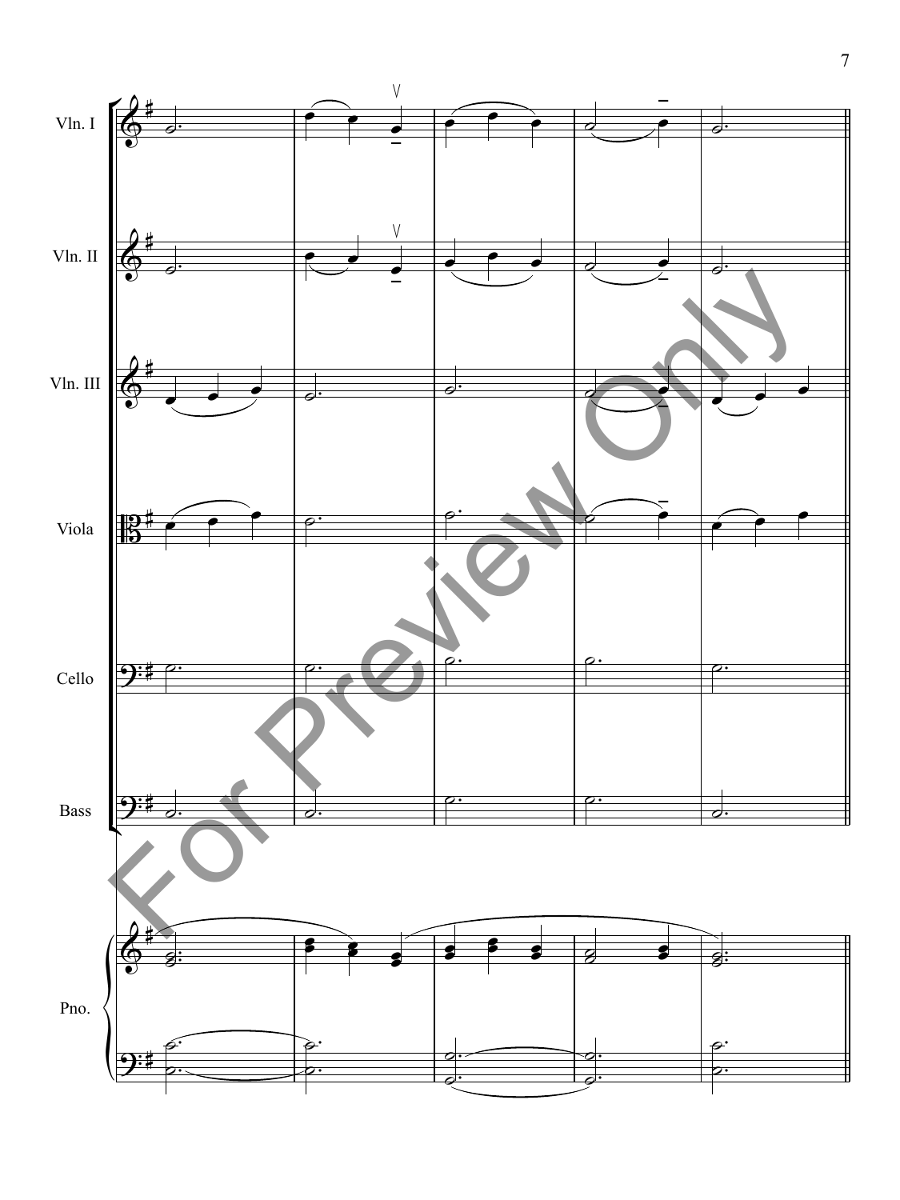Vln. I

Vln. II

Vln. III

Viola

Cello

Bass

Pno.